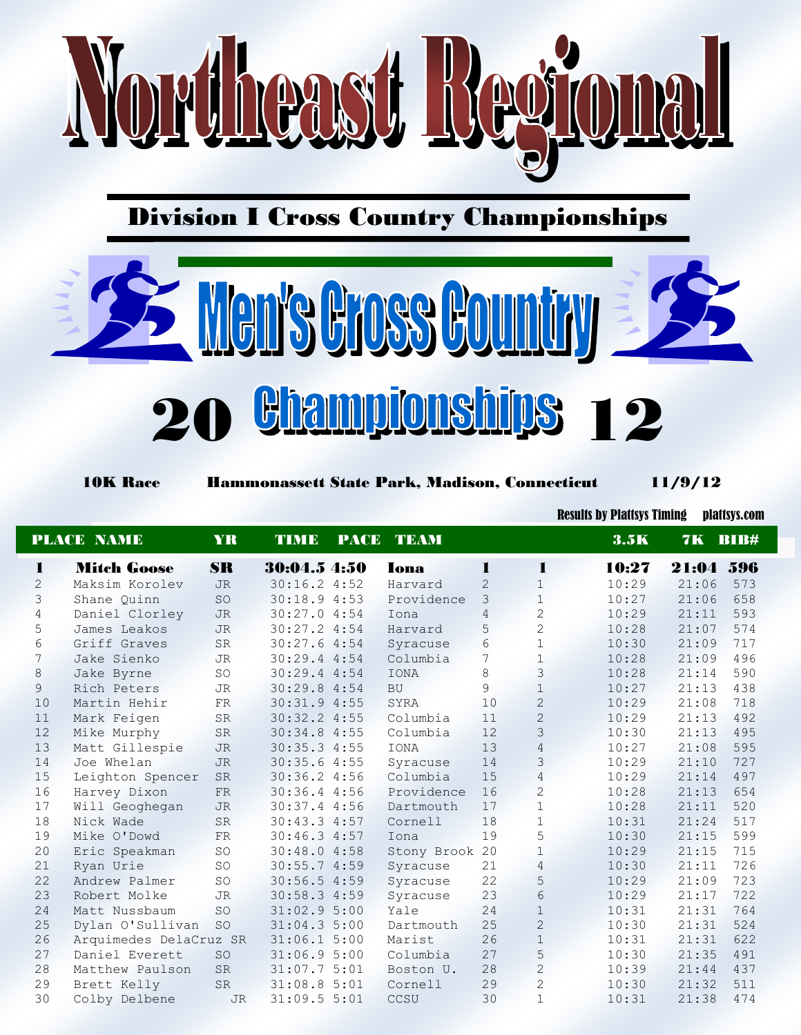# Northeast Regional

## Division I Cross Country Championships

## Men's Cross Country

## 2012 Championships

**10K Race** **Hammonassett State Park, Madison, Connecticut** **11/9/12**

Results by Plattsys Timing plattsys.com

| PLACE | NAME | YR | TIME | PACE | TEAM | | | 3.5K | 7K | BIB# |
|---|---|---|---|---|---|---|---|---|---|---|
| **1** | **Mitch Goose** | **SR** | **30:04.5** | **4:50** | **Iona** | **1** | **1** | **10:27** | **21:04** | **596** |
| 2 | Maksim Korolev | JR | 30:16.2 | 4:52 | Harvard | 2 | 1 | 10:29 | 21:06 | 573 |
| 3 | Shane Quinn | SO | 30:18.9 | 4:53 | Providence | 3 | 1 | 10:27 | 21:06 | 658 |
| 4 | Daniel Clorley | JR | 30:27.0 | 4:54 | Iona | 4 | 2 | 10:29 | 21:11 | 593 |
| 5 | James Leakos | JR | 30:27.2 | 4:54 | Harvard | 5 | 2 | 10:28 | 21:07 | 574 |
| 6 | Griff Graves | SR | 30:27.6 | 4:54 | Syracuse | 6 | 1 | 10:30 | 21:09 | 717 |
| 7 | Jake Sienko | JR | 30:29.4 | 4:54 | Columbia | 7 | 1 | 10:28 | 21:09 | 496 |
| 8 | Jake Byrne | SO | 30:29.4 | 4:54 | IONA | 8 | 3 | 10:28 | 21:14 | 590 |
| 9 | Rich Peters | JR | 30:29.8 | 4:54 | BU | 9 | 1 | 10:27 | 21:13 | 438 |
| 10 | Martin Hehir | FR | 30:31.9 | 4:55 | SYRA | 10 | 2 | 10:29 | 21:08 | 718 |
| 11 | Mark Feigen | SR | 30:32.2 | 4:55 | Columbia | 11 | 2 | 10:29 | 21:13 | 492 |
| 12 | Mike Murphy | SR | 30:34.8 | 4:55 | Columbia | 12 | 3 | 10:30 | 21:13 | 495 |
| 13 | Matt Gillespie | JR | 30:35.3 | 4:55 | IONA | 13 | 4 | 10:27 | 21:08 | 595 |
| 14 | Joe Whelan | JR | 30:35.6 | 4:55 | Syracuse | 14 | 3 | 10:29 | 21:10 | 727 |
| 15 | Leighton Spencer | SR | 30:36.2 | 4:56 | Columbia | 15 | 4 | 10:29 | 21:14 | 497 |
| 16 | Harvey Dixon | FR | 30:36.4 | 4:56 | Providence | 16 | 2 | 10:28 | 21:13 | 654 |
| 17 | Will Geoghegan | JR | 30:37.4 | 4:56 | Dartmouth | 17 | 1 | 10:28 | 21:11 | 520 |
| 18 | Nick Wade | SR | 30:43.3 | 4:57 | Cornell | 18 | 1 | 10:31 | 21:24 | 517 |
| 19 | Mike O'Dowd | FR | 30:46.3 | 4:57 | Iona | 19 | 5 | 10:30 | 21:15 | 599 |
| 20 | Eric Speakman | SO | 30:48.0 | 4:58 | Stony Brook | 20 | 1 | 10:29 | 21:15 | 715 |
| 21 | Ryan Urie | SO | 30:55.7 | 4:59 | Syracuse | 21 | 4 | 10:30 | 21:11 | 726 |
| 22 | Andrew Palmer | SO | 30:56.5 | 4:59 | Syracuse | 22 | 5 | 10:29 | 21:09 | 723 |
| 23 | Robert Molke | JR | 30:58.3 | 4:59 | Syracuse | 23 | 6 | 10:29 | 21:17 | 722 |
| 24 | Matt Nussbaum | SO | 31:02.9 | 5:00 | Yale | 24 | 1 | 10:31 | 21:31 | 764 |
| 25 | Dylan O'Sullivan | SO | 31:04.3 | 5:00 | Dartmouth | 25 | 2 | 10:30 | 21:31 | 524 |
| 26 | Arquimedes DelaCruz | SR | 31:06.1 | 5:00 | Marist | 26 | 1 | 10:31 | 21:31 | 622 |
| 27 | Daniel Everett | SO | 31:06.9 | 5:00 | Columbia | 27 | 5 | 10:30 | 21:35 | 491 |
| 28 | Matthew Paulson | SR | 31:07.7 | 5:01 | Boston U. | 28 | 2 | 10:39 | 21:44 | 437 |
| 29 | Brett Kelly | SR | 31:08.8 | 5:01 | Cornell | 29 | 2 | 10:30 | 21:32 | 511 |
| 30 | Colby Delbene | JR | 31:09.5 | 5:01 | CCSU | 30 | 1 | 10:31 | 21:38 | 474 |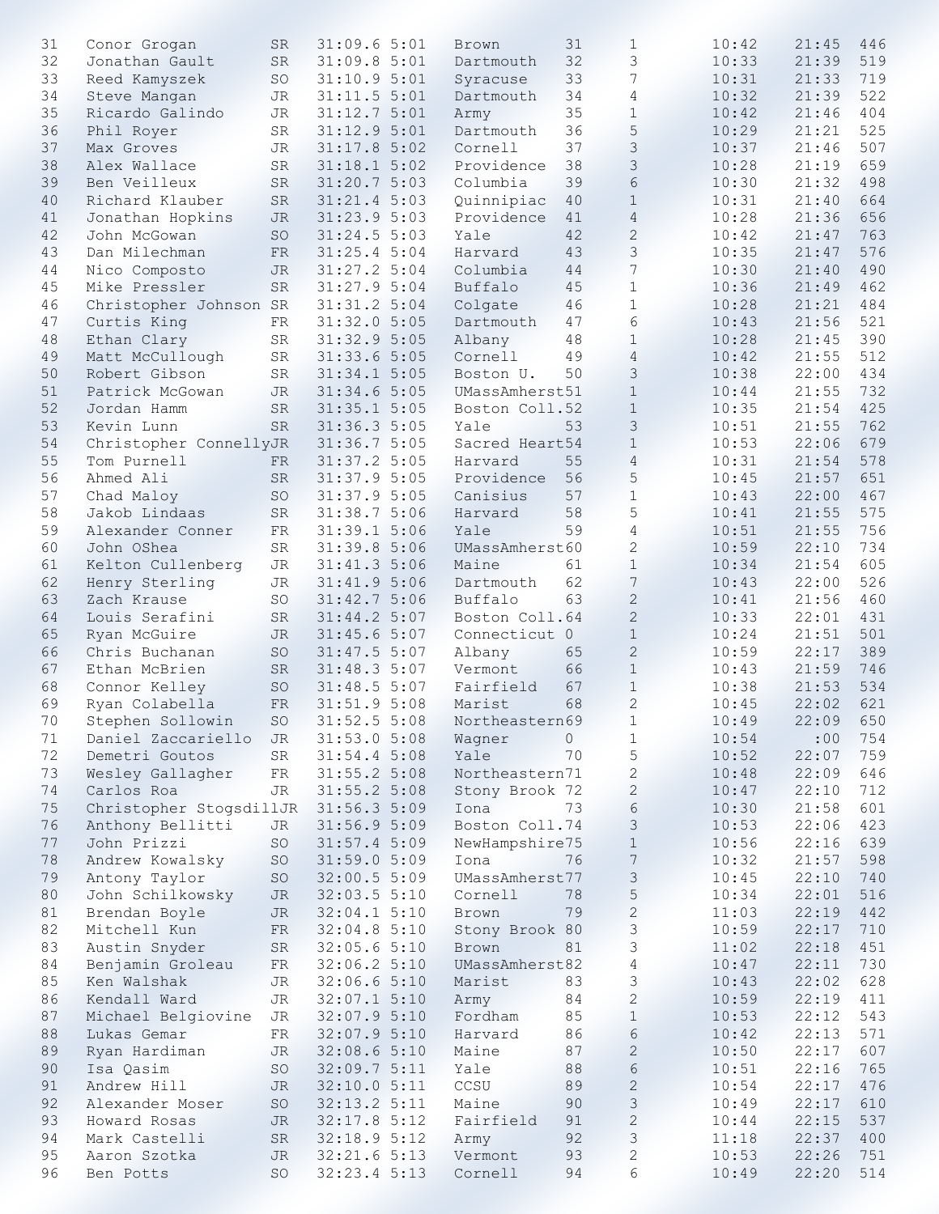| | | | | | | | | | | |
|---|---|---|---|---|---|---|---|---|---|---|
| 31 | Conor Grogan | SR | 31:09.6 | 5:01 | Brown | 31 | 1 | 10:42 | 21:45 | 446 |
| 32 | Jonathan Gault | SR | 31:09.8 | 5:01 | Dartmouth | 32 | 3 | 10:33 | 21:39 | 519 |
| 33 | Reed Kamyszek | SO | 31:10.9 | 5:01 | Syracuse | 33 | 7 | 10:31 | 21:33 | 719 |
| 34 | Steve Mangan | JR | 31:11.5 | 5:01 | Dartmouth | 34 | 4 | 10:32 | 21:39 | 522 |
| 35 | Ricardo Galindo | JR | 31:12.7 | 5:01 | Army | 35 | 1 | 10:42 | 21:46 | 404 |
| 36 | Phil Royer | SR | 31:12.9 | 5:01 | Dartmouth | 36 | 5 | 10:29 | 21:21 | 525 |
| 37 | Max Groves | JR | 31:17.8 | 5:02 | Cornell | 37 | 3 | 10:37 | 21:46 | 507 |
| 38 | Alex Wallace | SR | 31:18.1 | 5:02 | Providence | 38 | 3 | 10:28 | 21:19 | 659 |
| 39 | Ben Veilleux | SR | 31:20.7 | 5:03 | Columbia | 39 | 6 | 10:30 | 21:32 | 498 |
| 40 | Richard Klauber | SR | 31:21.4 | 5:03 | Quinnipiac | 40 | 1 | 10:31 | 21:40 | 664 |
| 41 | Jonathan Hopkins | JR | 31:23.9 | 5:03 | Providence | 41 | 4 | 10:28 | 21:36 | 656 |
| 42 | John McGowan | SO | 31:24.5 | 5:03 | Yale | 42 | 2 | 10:42 | 21:47 | 763 |
| 43 | Dan Milechman | FR | 31:25.4 | 5:04 | Harvard | 43 | 3 | 10:35 | 21:47 | 576 |
| 44 | Nico Composto | JR | 31:27.2 | 5:04 | Columbia | 44 | 7 | 10:30 | 21:40 | 490 |
| 45 | Mike Pressler | SR | 31:27.9 | 5:04 | Buffalo | 45 | 1 | 10:36 | 21:49 | 462 |
| 46 | Christopher Johnson | SR | 31:31.2 | 5:04 | Colgate | 46 | 1 | 10:28 | 21:21 | 484 |
| 47 | Curtis King | FR | 31:32.0 | 5:05 | Dartmouth | 47 | 6 | 10:43 | 21:56 | 521 |
| 48 | Ethan Clary | SR | 31:32.9 | 5:05 | Albany | 48 | 1 | 10:28 | 21:45 | 390 |
| 49 | Matt McCullough | SR | 31:33.6 | 5:05 | Cornell | 49 | 4 | 10:42 | 21:55 | 512 |
| 50 | Robert Gibson | SR | 31:34.1 | 5:05 | Boston U. | 50 | 3 | 10:38 | 22:00 | 434 |
| 51 | Patrick McGowan | JR | 31:34.6 | 5:05 | UMassAmherst | 51 | 1 | 10:44 | 21:55 | 732 |
| 52 | Jordan Hamm | SR | 31:35.1 | 5:05 | Boston Coll. | 52 | 1 | 10:35 | 21:54 | 425 |
| 53 | Kevin Lunn | SR | 31:36.3 | 5:05 | Yale | 53 | 3 | 10:51 | 21:55 | 762 |
| 54 | Christopher Connelly | JR | 31:36.7 | 5:05 | Sacred Heart | 54 | 1 | 10:53 | 22:06 | 679 |
| 55 | Tom Purnell | FR | 31:37.2 | 5:05 | Harvard | 55 | 4 | 10:31 | 21:54 | 578 |
| 56 | Ahmed Ali | SR | 31:37.9 | 5:05 | Providence | 56 | 5 | 10:45 | 21:57 | 651 |
| 57 | Chad Maloy | SO | 31:37.9 | 5:05 | Canisius | 57 | 1 | 10:43 | 22:00 | 467 |
| 58 | Jakob Lindaas | SR | 31:38.7 | 5:06 | Harvard | 58 | 5 | 10:41 | 21:55 | 575 |
| 59 | Alexander Conner | FR | 31:39.1 | 5:06 | Yale | 59 | 4 | 10:51 | 21:55 | 756 |
| 60 | John OShea | SR | 31:39.8 | 5:06 | UMassAmherst | 60 | 2 | 10:59 | 22:10 | 734 |
| 61 | Kelton Cullenberg | JR | 31:41.3 | 5:06 | Maine | 61 | 1 | 10:34 | 21:54 | 605 |
| 62 | Henry Sterling | JR | 31:41.9 | 5:06 | Dartmouth | 62 | 7 | 10:43 | 22:00 | 526 |
| 63 | Zach Krause | SO | 31:42.7 | 5:06 | Buffalo | 63 | 2 | 10:41 | 21:56 | 460 |
| 64 | Louis Serafini | SR | 31:44.2 | 5:07 | Boston Coll. | 64 | 2 | 10:33 | 22:01 | 431 |
| 65 | Ryan McGuire | JR | 31:45.6 | 5:07 | Connecticut | 0 | 1 | 10:24 | 21:51 | 501 |
| 66 | Chris Buchanan | SO | 31:47.5 | 5:07 | Albany | 65 | 2 | 10:59 | 22:17 | 389 |
| 67 | Ethan McBrien | SR | 31:48.3 | 5:07 | Vermont | 66 | 1 | 10:43 | 21:59 | 746 |
| 68 | Connor Kelley | SO | 31:48.5 | 5:07 | Fairfield | 67 | 1 | 10:38 | 21:53 | 534 |
| 69 | Ryan Colabella | FR | 31:51.9 | 5:08 | Marist | 68 | 2 | 10:45 | 22:02 | 621 |
| 70 | Stephen Sollowin | SO | 31:52.5 | 5:08 | Northeastern | 69 | 1 | 10:49 | 22:09 | 650 |
| 71 | Daniel Zaccariello | JR | 31:53.0 | 5:08 | Wagner | 0 | 1 | 10:54 | :00 | 754 |
| 72 | Demetri Goutos | SR | 31:54.4 | 5:08 | Yale | 70 | 5 | 10:52 | 22:07 | 759 |
| 73 | Wesley Gallagher | FR | 31:55.2 | 5:08 | Northeastern | 71 | 2 | 10:48 | 22:09 | 646 |
| 74 | Carlos Roa | JR | 31:55.2 | 5:08 | Stony Brook | 72 | 2 | 10:47 | 22:10 | 712 |
| 75 | Christopher Stogsdill | JR | 31:56.3 | 5:09 | Iona | 73 | 6 | 10:30 | 21:58 | 601 |
| 76 | Anthony Bellitti | JR | 31:56.9 | 5:09 | Boston Coll. | 74 | 3 | 10:53 | 22:06 | 423 |
| 77 | John Prizzi | SO | 31:57.4 | 5:09 | NewHampshire | 75 | 1 | 10:56 | 22:16 | 639 |
| 78 | Andrew Kowalsky | SO | 31:59.0 | 5:09 | Iona | 76 | 7 | 10:32 | 21:57 | 598 |
| 79 | Antony Taylor | SO | 32:00.5 | 5:09 | UMassAmherst | 77 | 3 | 10:45 | 22:10 | 740 |
| 80 | John Schilkowsky | JR | 32:03.5 | 5:10 | Cornell | 78 | 5 | 10:34 | 22:01 | 516 |
| 81 | Brendan Boyle | JR | 32:04.1 | 5:10 | Brown | 79 | 2 | 11:03 | 22:19 | 442 |
| 82 | Mitchell Kun | FR | 32:04.8 | 5:10 | Stony Brook | 80 | 3 | 10:59 | 22:17 | 710 |
| 83 | Austin Snyder | SR | 32:05.6 | 5:10 | Brown | 81 | 3 | 11:02 | 22:18 | 451 |
| 84 | Benjamin Groleau | FR | 32:06.2 | 5:10 | UMassAmherst | 82 | 4 | 10:47 | 22:11 | 730 |
| 85 | Ken Walshak | JR | 32:06.6 | 5:10 | Marist | 83 | 3 | 10:43 | 22:02 | 628 |
| 86 | Kendall Ward | JR | 32:07.1 | 5:10 | Army | 84 | 2 | 10:59 | 22:19 | 411 |
| 87 | Michael Belgiovine | JR | 32:07.9 | 5:10 | Fordham | 85 | 1 | 10:53 | 22:12 | 543 |
| 88 | Lukas Gemar | FR | 32:07.9 | 5:10 | Harvard | 86 | 6 | 10:42 | 22:13 | 571 |
| 89 | Ryan Hardiman | JR | 32:08.6 | 5:10 | Maine | 87 | 2 | 10:50 | 22:17 | 607 |
| 90 | Isa Qasim | SO | 32:09.7 | 5:11 | Yale | 88 | 6 | 10:51 | 22:16 | 765 |
| 91 | Andrew Hill | JR | 32:10.0 | 5:11 | CCSU | 89 | 2 | 10:54 | 22:17 | 476 |
| 92 | Alexander Moser | SO | 32:13.2 | 5:11 | Maine | 90 | 3 | 10:49 | 22:17 | 610 |
| 93 | Howard Rosas | JR | 32:17.8 | 5:12 | Fairfield | 91 | 2 | 10:44 | 22:15 | 537 |
| 94 | Mark Castelli | SR | 32:18.9 | 5:12 | Army | 92 | 3 | 11:18 | 22:37 | 400 |
| 95 | Aaron Szotka | JR | 32:21.6 | 5:13 | Vermont | 93 | 2 | 10:53 | 22:26 | 751 |
| 96 | Ben Potts | SO | 32:23.4 | 5:13 | Cornell | 94 | 6 | 10:49 | 22:20 | 514 |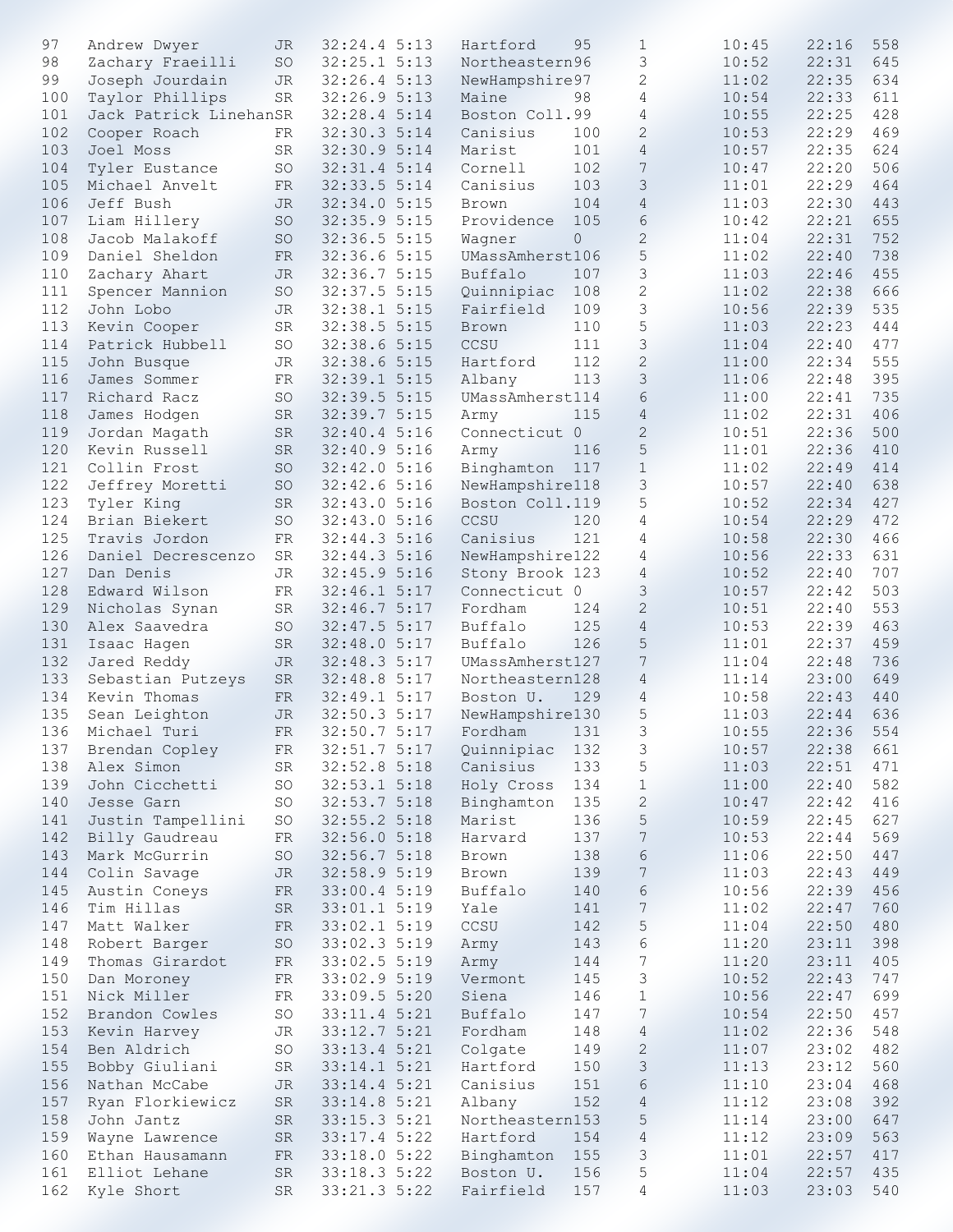| | | | | | | | | | | |
|---|---|---|---|---|---|---|---|---|---|---|
| 97 | Andrew Dwyer | JR | 32:24.4 | 5:13 | Hartford | 95 | 1 | 10:45 | 22:16 | 558 |
| 98 | Zachary Fraeilli | SO | 32:25.1 | 5:13 | Northeastern | 96 | 3 | 10:52 | 22:31 | 645 |
| 99 | Joseph Jourdain | JR | 32:26.4 | 5:13 | NewHampshire | 97 | 2 | 11:02 | 22:35 | 634 |
| 100 | Taylor Phillips | SR | 32:26.9 | 5:13 | Maine | 98 | 4 | 10:54 | 22:33 | 611 |
| 101 | Jack Patrick Linehan | SR | 32:28.4 | 5:14 | Boston Coll. | 99 | 4 | 10:55 | 22:25 | 428 |
| 102 | Cooper Roach | FR | 32:30.3 | 5:14 | Canisius | 100 | 2 | 10:53 | 22:29 | 469 |
| 103 | Joel Moss | SR | 32:30.9 | 5:14 | Marist | 101 | 4 | 10:57 | 22:35 | 624 |
| 104 | Tyler Eustance | SO | 32:31.4 | 5:14 | Cornell | 102 | 7 | 10:47 | 22:20 | 506 |
| 105 | Michael Anvelt | FR | 32:33.5 | 5:14 | Canisius | 103 | 3 | 11:01 | 22:29 | 464 |
| 106 | Jeff Bush | JR | 32:34.0 | 5:15 | Brown | 104 | 4 | 11:03 | 22:30 | 443 |
| 107 | Liam Hillery | SO | 32:35.9 | 5:15 | Providence | 105 | 6 | 10:42 | 22:21 | 655 |
| 108 | Jacob Malakoff | SO | 32:36.5 | 5:15 | Wagner | 0 | 2 | 11:04 | 22:31 | 752 |
| 109 | Daniel Sheldon | FR | 32:36.6 | 5:15 | UMassAmherst | 106 | 5 | 11:02 | 22:40 | 738 |
| 110 | Zachary Ahart | JR | 32:36.7 | 5:15 | Buffalo | 107 | 3 | 11:03 | 22:46 | 455 |
| 111 | Spencer Mannion | SO | 32:37.5 | 5:15 | Quinnipiac | 108 | 2 | 11:02 | 22:38 | 666 |
| 112 | John Lobo | JR | 32:38.1 | 5:15 | Fairfield | 109 | 3 | 10:56 | 22:39 | 535 |
| 113 | Kevin Cooper | SR | 32:38.5 | 5:15 | Brown | 110 | 5 | 11:03 | 22:23 | 444 |
| 114 | Patrick Hubbell | SO | 32:38.6 | 5:15 | CCSU | 111 | 3 | 11:04 | 22:40 | 477 |
| 115 | John Busque | JR | 32:38.6 | 5:15 | Hartford | 112 | 2 | 11:00 | 22:34 | 555 |
| 116 | James Sommer | FR | 32:39.1 | 5:15 | Albany | 113 | 3 | 11:06 | 22:48 | 395 |
| 117 | Richard Racz | SO | 32:39.5 | 5:15 | UMassAmherst | 114 | 6 | 11:00 | 22:41 | 735 |
| 118 | James Hodgen | SR | 32:39.7 | 5:15 | Army | 115 | 4 | 11:02 | 22:31 | 406 |
| 119 | Jordan Magath | SR | 32:40.4 | 5:16 | Connecticut | 0 | 2 | 10:51 | 22:36 | 500 |
| 120 | Kevin Russell | SR | 32:40.9 | 5:16 | Army | 116 | 5 | 11:01 | 22:36 | 410 |
| 121 | Collin Frost | SO | 32:42.0 | 5:16 | Binghamton | 117 | 1 | 11:02 | 22:49 | 414 |
| 122 | Jeffrey Moretti | SO | 32:42.6 | 5:16 | NewHampshire | 118 | 3 | 10:57 | 22:40 | 638 |
| 123 | Tyler King | SR | 32:43.0 | 5:16 | Boston Coll. | 119 | 5 | 10:52 | 22:34 | 427 |
| 124 | Brian Biekert | SO | 32:43.0 | 5:16 | CCSU | 120 | 4 | 10:54 | 22:29 | 472 |
| 125 | Travis Jordon | FR | 32:44.3 | 5:16 | Canisius | 121 | 4 | 10:58 | 22:30 | 466 |
| 126 | Daniel Decrescenzo | SR | 32:44.3 | 5:16 | NewHampshire | 122 | 4 | 10:56 | 22:33 | 631 |
| 127 | Dan Denis | JR | 32:45.9 | 5:16 | Stony Brook | 123 | 4 | 10:52 | 22:40 | 707 |
| 128 | Edward Wilson | FR | 32:46.1 | 5:17 | Connecticut | 0 | 3 | 10:57 | 22:42 | 503 |
| 129 | Nicholas Synan | SR | 32:46.7 | 5:17 | Fordham | 124 | 2 | 10:51 | 22:40 | 553 |
| 130 | Alex Saavedra | SO | 32:47.5 | 5:17 | Buffalo | 125 | 4 | 10:53 | 22:39 | 463 |
| 131 | Isaac Hagen | SR | 32:48.0 | 5:17 | Buffalo | 126 | 5 | 11:01 | 22:37 | 459 |
| 132 | Jared Reddy | JR | 32:48.3 | 5:17 | UMassAmherst | 127 | 7 | 11:04 | 22:48 | 736 |
| 133 | Sebastian Putzeys | SR | 32:48.8 | 5:17 | Northeastern | 128 | 4 | 11:14 | 23:00 | 649 |
| 134 | Kevin Thomas | FR | 32:49.1 | 5:17 | Boston U. | 129 | 4 | 10:58 | 22:43 | 440 |
| 135 | Sean Leighton | JR | 32:50.3 | 5:17 | NewHampshire | 130 | 5 | 11:03 | 22:44 | 636 |
| 136 | Michael Turi | FR | 32:50.7 | 5:17 | Fordham | 131 | 3 | 10:55 | 22:36 | 554 |
| 137 | Brendan Copley | FR | 32:51.7 | 5:17 | Quinnipiac | 132 | 3 | 10:57 | 22:38 | 661 |
| 138 | Alex Simon | SR | 32:52.8 | 5:18 | Canisius | 133 | 5 | 11:03 | 22:51 | 471 |
| 139 | John Cicchetti | SO | 32:53.1 | 5:18 | Holy Cross | 134 | 1 | 11:00 | 22:40 | 582 |
| 140 | Jesse Garn | SO | 32:53.7 | 5:18 | Binghamton | 135 | 2 | 10:47 | 22:42 | 416 |
| 141 | Justin Tampellini | SO | 32:55.2 | 5:18 | Marist | 136 | 5 | 10:59 | 22:45 | 627 |
| 142 | Billy Gaudreau | FR | 32:56.0 | 5:18 | Harvard | 137 | 7 | 10:53 | 22:44 | 569 |
| 143 | Mark McGurrin | SO | 32:56.7 | 5:18 | Brown | 138 | 6 | 11:06 | 22:50 | 447 |
| 144 | Colin Savage | JR | 32:58.9 | 5:19 | Brown | 139 | 7 | 11:03 | 22:43 | 449 |
| 145 | Austin Coneys | FR | 33:00.4 | 5:19 | Buffalo | 140 | 6 | 10:56 | 22:39 | 456 |
| 146 | Tim Hillas | SR | 33:01.1 | 5:19 | Yale | 141 | 7 | 11:02 | 22:47 | 760 |
| 147 | Matt Walker | FR | 33:02.1 | 5:19 | CCSU | 142 | 5 | 11:04 | 22:50 | 480 |
| 148 | Robert Barger | SO | 33:02.3 | 5:19 | Army | 143 | 6 | 11:20 | 23:11 | 398 |
| 149 | Thomas Girardot | FR | 33:02.5 | 5:19 | Army | 144 | 7 | 11:20 | 23:11 | 405 |
| 150 | Dan Moroney | FR | 33:02.9 | 5:19 | Vermont | 145 | 3 | 10:52 | 22:43 | 747 |
| 151 | Nick Miller | FR | 33:09.5 | 5:20 | Siena | 146 | 1 | 10:56 | 22:47 | 699 |
| 152 | Brandon Cowles | SO | 33:11.4 | 5:21 | Buffalo | 147 | 7 | 10:54 | 22:50 | 457 |
| 153 | Kevin Harvey | JR | 33:12.7 | 5:21 | Fordham | 148 | 4 | 11:02 | 22:36 | 548 |
| 154 | Ben Aldrich | SO | 33:13.4 | 5:21 | Colgate | 149 | 2 | 11:07 | 23:02 | 482 |
| 155 | Bobby Giuliani | SR | 33:14.1 | 5:21 | Hartford | 150 | 3 | 11:13 | 23:12 | 560 |
| 156 | Nathan McCabe | JR | 33:14.4 | 5:21 | Canisius | 151 | 6 | 11:10 | 23:04 | 468 |
| 157 | Ryan Florkiewicz | SR | 33:14.8 | 5:21 | Albany | 152 | 4 | 11:12 | 23:08 | 392 |
| 158 | John Jantz | SR | 33:15.3 | 5:21 | Northeastern | 153 | 5 | 11:14 | 23:00 | 647 |
| 159 | Wayne Lawrence | SR | 33:17.4 | 5:22 | Hartford | 154 | 4 | 11:12 | 23:09 | 563 |
| 160 | Ethan Hausamann | FR | 33:18.0 | 5:22 | Binghamton | 155 | 3 | 11:01 | 22:57 | 417 |
| 161 | Elliot Lehane | SR | 33:18.3 | 5:22 | Boston U. | 156 | 5 | 11:04 | 22:57 | 435 |
| 162 | Kyle Short | SR | 33:21.3 | 5:22 | Fairfield | 157 | 4 | 11:03 | 23:03 | 540 |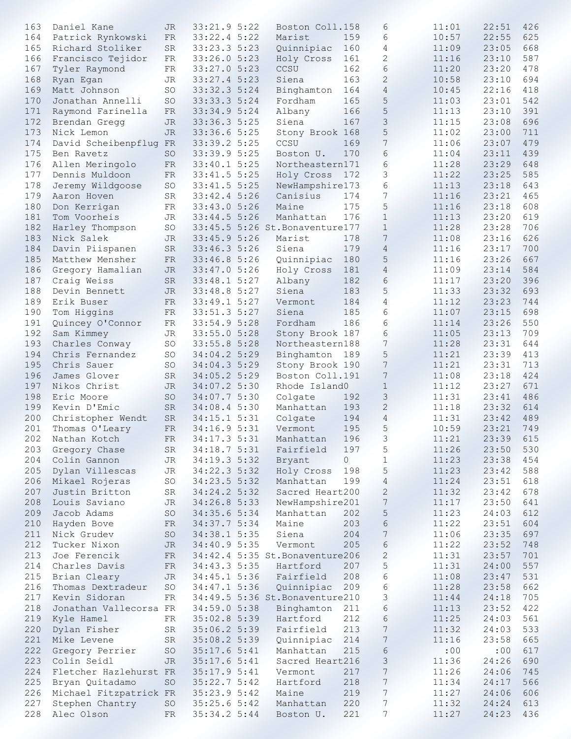| 163 | Daniel Kane | JR | 33:21.9 | 5:22 | Boston Coll. | 158 | 6 | 11:01 | 22:51 | 426 |
|---|---|---|---|---|---|---|---|---|---|---|
| 164 | Patrick Rynkowski | FR | 33:22.4 | 5:22 | Marist | 159 | 6 | 10:57 | 22:55 | 625 |
| 165 | Richard Stoliker | SR | 33:23.3 | 5:23 | Quinnipiac | 160 | 4 | 11:09 | 23:05 | 668 |
| 166 | Francisco Tejidor | FR | 33:26.0 | 5:23 | Holy Cross | 161 | 2 | 11:16 | 23:10 | 587 |
| 167 | Tyler Raymond | FR | 33:27.0 | 5:23 | CCSU | 162 | 6 | 11:20 | 23:20 | 478 |
| 168 | Ryan Egan | JR | 33:27.4 | 5:23 | Siena | 163 | 2 | 10:58 | 23:10 | 694 |
| 169 | Matt Johnson | SO | 33:32.3 | 5:24 | Binghamton | 164 | 4 | 10:45 | 22:16 | 418 |
| 170 | Jonathan Annelli | SO | 33:33.3 | 5:24 | Fordham | 165 | 5 | 11:03 | 23:01 | 542 |
| 171 | Raymond Farinella | FR | 33:34.9 | 5:24 | Albany | 166 | 5 | 11:13 | 23:10 | 391 |
| 172 | Brendan Gregg | JR | 33:36.3 | 5:25 | Siena | 167 | 3 | 11:15 | 23:08 | 696 |
| 173 | Nick Lemon | JR | 33:36.6 | 5:25 | Stony Brook | 168 | 5 | 11:02 | 23:00 | 711 |
| 174 | David Scheibenpflug | FR | 33:39.2 | 5:25 | CCSU | 169 | 7 | 11:06 | 23:07 | 479 |
| 175 | Ben Ravetz | SO | 33:39.9 | 5:25 | Boston U. | 170 | 6 | 11:04 | 23:11 | 439 |
| 176 | Allen Meringolo | FR | 33:40.1 | 5:25 | Northeastern | 171 | 6 | 11:28 | 23:29 | 648 |
| 177 | Dennis Muldoon | FR | 33:41.5 | 5:25 | Holy Cross | 172 | 3 | 11:22 | 23:25 | 585 |
| 178 | Jeremy Wildgoose | SO | 33:41.5 | 5:25 | NewHampshire | 173 | 6 | 11:13 | 23:18 | 643 |
| 179 | Aaron Hoven | SR | 33:42.4 | 5:26 | Canisius | 174 | 7 | 11:16 | 23:21 | 465 |
| 180 | Don Kerrigan | FR | 33:43.0 | 5:26 | Maine | 175 | 5 | 11:16 | 23:18 | 608 |
| 181 | Tom Voorheis | JR | 33:44.5 | 5:26 | Manhattan | 176 | 1 | 11:13 | 23:20 | 619 |
| 182 | Harley Thompson | SO | 33:45.5 | 5:26 | St.Bonaventure | 177 | 1 | 11:28 | 23:28 | 706 |
| 183 | Nick Salek | JR | 33:45.9 | 5:26 | Marist | 178 | 7 | 11:08 | 23:16 | 626 |
| 184 | Davin Piispanen | SR | 33:46.3 | 5:26 | Siena | 179 | 4 | 11:16 | 23:17 | 700 |
| 185 | Matthew Mensher | FR | 33:46.8 | 5:26 | Quinnipiac | 180 | 5 | 11:16 | 23:26 | 667 |
| 186 | Gregory Hamalian | JR | 33:47.0 | 5:26 | Holy Cross | 181 | 4 | 11:09 | 23:14 | 584 |
| 187 | Craig Weiss | SR | 33:48.1 | 5:27 | Albany | 182 | 6 | 11:17 | 23:20 | 396 |
| 188 | Devin Bennett | JR | 33:48.8 | 5:27 | Siena | 183 | 5 | 11:33 | 23:32 | 693 |
| 189 | Erik Buser | FR | 33:49.1 | 5:27 | Vermont | 184 | 4 | 11:12 | 23:23 | 744 |
| 190 | Tom Higgins | FR | 33:51.3 | 5:27 | Siena | 185 | 6 | 11:07 | 23:15 | 698 |
| 191 | Quincey O'Connor | FR | 33:54.9 | 5:28 | Fordham | 186 | 6 | 11:14 | 23:26 | 550 |
| 192 | Sam Kimmey | JR | 33:55.0 | 5:28 | Stony Brook | 187 | 6 | 11:05 | 23:13 | 709 |
| 193 | Charles Conway | SO | 33:55.8 | 5:28 | Northeastern | 188 | 7 | 11:28 | 23:31 | 644 |
| 194 | Chris Fernandez | SO | 34:04.2 | 5:29 | Binghamton | 189 | 5 | 11:21 | 23:39 | 413 |
| 195 | Chris Sauer | SO | 34:04.3 | 5:29 | Stony Brook | 190 | 7 | 11:21 | 23:31 | 713 |
| 196 | James Glover | SR | 34:05.2 | 5:29 | Boston Coll. | 191 | 7 | 11:08 | 23:18 | 424 |
| 197 | Nikos Christ | JR | 34:07.2 | 5:30 | Rhode Island | 0 | 1 | 11:12 | 23:27 | 671 |
| 198 | Eric Moore | SO | 34:07.7 | 5:30 | Colgate | 192 | 3 | 11:31 | 23:41 | 486 |
| 199 | Kevin D'Emic | SR | 34:08.4 | 5:30 | Manhattan | 193 | 2 | 11:18 | 23:32 | 614 |
| 200 | Christopher Wendt | SR | 34:15.1 | 5:31 | Colgate | 194 | 4 | 11:31 | 23:42 | 489 |
| 201 | Thomas O'Leary | FR | 34:16.9 | 5:31 | Vermont | 195 | 5 | 10:59 | 23:21 | 749 |
| 202 | Nathan Kotch | FR | 34:17.3 | 5:31 | Manhattan | 196 | 3 | 11:21 | 23:39 | 615 |
| 203 | Gregory Chase | SR | 34:18.7 | 5:31 | Fairfield | 197 | 5 | 11:26 | 23:50 | 530 |
| 204 | Colin Gannon | JR | 34:19.3 | 5:32 | Bryant | 0 | 1 | 11:23 | 23:38 | 454 |
| 205 | Dylan Villescas | JR | 34:22.3 | 5:32 | Holy Cross | 198 | 5 | 11:23 | 23:42 | 588 |
| 206 | Mikael Rojeras | SO | 34:23.5 | 5:32 | Manhattan | 199 | 4 | 11:24 | 23:51 | 618 |
| 207 | Justin Britton | SR | 34:24.2 | 5:32 | Sacred Heart | 200 | 2 | 11:32 | 23:42 | 678 |
| 208 | Louis Saviano | JR | 34:26.8 | 5:33 | NewHampshire | 201 | 7 | 11:17 | 23:50 | 641 |
| 209 | Jacob Adams | SO | 34:35.6 | 5:34 | Manhattan | 202 | 5 | 11:23 | 24:03 | 612 |
| 210 | Hayden Bove | FR | 34:37.7 | 5:34 | Maine | 203 | 6 | 11:22 | 23:51 | 604 |
| 211 | Nick Grudev | SO | 34:38.1 | 5:35 | Siena | 204 | 7 | 11:06 | 23:35 | 697 |
| 212 | Tucker Nixon | JR | 34:40.9 | 5:35 | Vermont | 205 | 6 | 11:22 | 23:52 | 748 |
| 213 | Joe Ferencik | FR | 34:42.4 | 5:35 | St.Bonaventure | 206 | 2 | 11:31 | 23:57 | 701 |
| 214 | Charles Davis | FR | 34:43.3 | 5:35 | Hartford | 207 | 5 | 11:31 | 24:00 | 557 |
| 215 | Brian Cleary | JR | 34:45.1 | 5:36 | Fairfield | 208 | 6 | 11:08 | 23:47 | 531 |
| 216 | Thomas Dextradeur | SO | 34:47.1 | 5:36 | Quinnipiac | 209 | 6 | 11:28 | 23:58 | 662 |
| 217 | Kevin Sidoran | FR | 34:49.5 | 5:36 | St.Bonaventure | 210 | 3 | 11:44 | 24:18 | 705 |
| 218 | Jonathan Vallecorsa | FR | 34:59.0 | 5:38 | Binghamton | 211 | 6 | 11:13 | 23:52 | 422 |
| 219 | Kyle Hamel | FR | 35:02.8 | 5:39 | Hartford | 212 | 6 | 11:25 | 24:03 | 561 |
| 220 | Dylan Fisher | SR | 35:06.2 | 5:39 | Fairfield | 213 | 7 | 11:32 | 24:03 | 533 |
| 221 | Mike Levene | SR | 35:08.2 | 5:39 | Quinnipiac | 214 | 7 | 11:16 | 23:58 | 665 |
| 222 | Gregory Perrier | SO | 35:17.6 | 5:41 | Manhattan | 215 | 6 | :00 | :00 | 617 |
| 223 | Colin Seidl | JR | 35:17.6 | 5:41 | Sacred Heart | 216 | 3 | 11:36 | 24:26 | 690 |
| 224 | Fletcher Hazlehurst | FR | 35:17.9 | 5:41 | Vermont | 217 | 7 | 11:26 | 24:06 | 745 |
| 225 | Bryan Quitadamo | SO | 35:22.7 | 5:42 | Hartford | 218 | 7 | 11:34 | 24:17 | 566 |
| 226 | Michael Fitzpatrick | FR | 35:23.9 | 5:42 | Maine | 219 | 7 | 11:27 | 24:06 | 606 |
| 227 | Stephen Chantry | SO | 35:25.6 | 5:42 | Manhattan | 220 | 7 | 11:32 | 24:24 | 613 |
| 228 | Alec Olson | FR | 35:34.2 | 5:44 | Boston U. | 221 | 7 | 11:27 | 24:23 | 436 |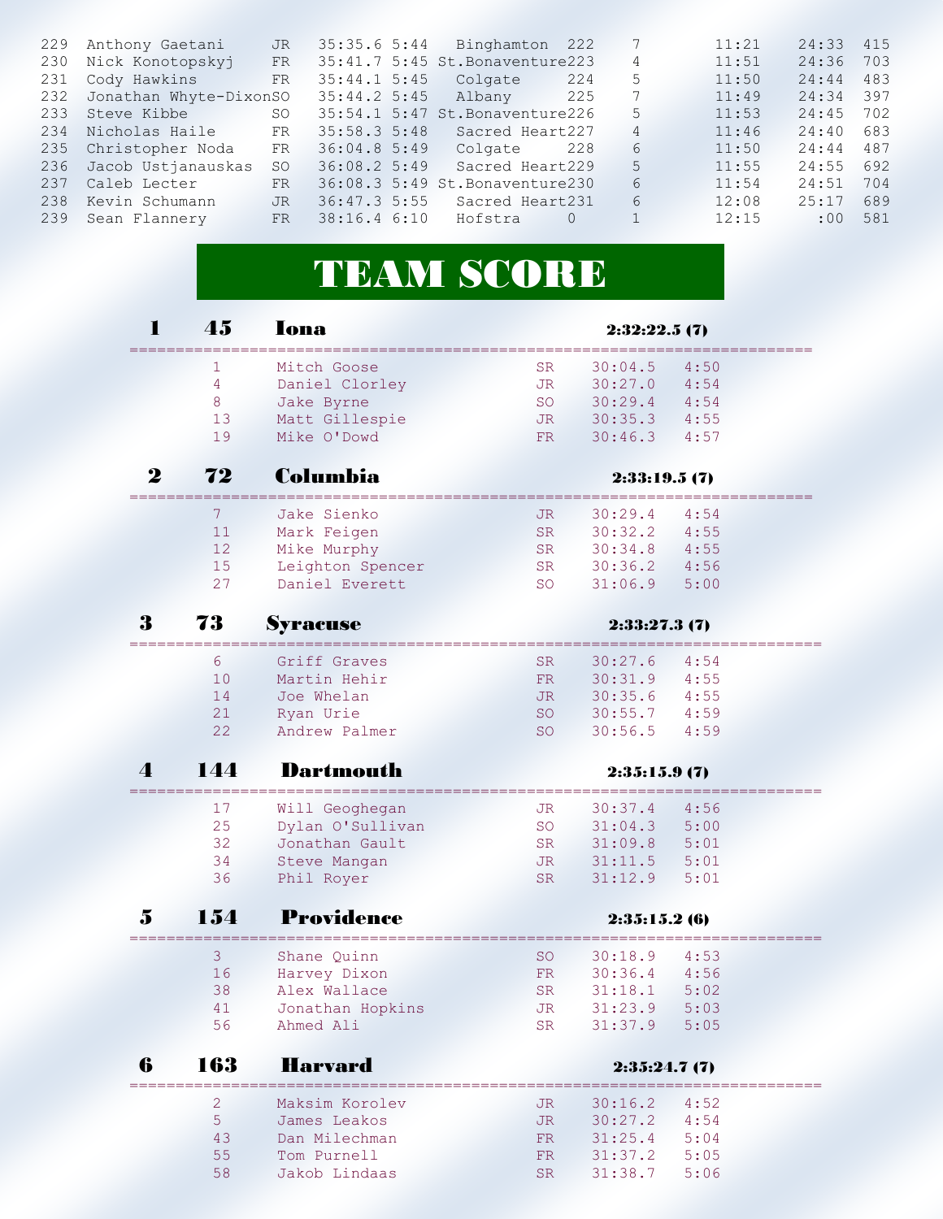| Place | Name | Year | Time | Pace | Team | Score | Team Place | Split 1 | Split 2 | Bib |
|---|---|---|---|---|---|---|---|---|---|---|
| 229 | Anthony Gaetani | JR | 35:35.6 | 5:44 | Binghamton | 222 | 7 | 11:21 | 24:33 | 415 |
| 230 | Nick Konotopskyj | FR | 35:41.7 | 5:45 | St.Bonaventure | 223 | 4 | 11:51 | 24:36 | 703 |
| 231 | Cody Hawkins | FR | 35:44.1 | 5:45 | Colgate | 224 | 5 | 11:50 | 24:44 | 483 |
| 232 | Jonathan Whyte-Dixon | SO | 35:44.2 | 5:45 | Albany | 225 | 7 | 11:49 | 24:34 | 397 |
| 233 | Steve Kibbe | SO | 35:54.1 | 5:47 | St.Bonaventure | 226 | 5 | 11:53 | 24:45 | 702 |
| 234 | Nicholas Haile | FR | 35:58.3 | 5:48 | Sacred Heart | 227 | 4 | 11:46 | 24:40 | 683 |
| 235 | Christopher Noda | FR | 36:04.8 | 5:49 | Colgate | 228 | 6 | 11:50 | 24:44 | 487 |
| 236 | Jacob Ustjanauskas | SO | 36:08.2 | 5:49 | Sacred Heart | 229 | 5 | 11:55 | 24:55 | 692 |
| 237 | Caleb Lecter | FR | 36:08.3 | 5:49 | St.Bonaventure | 230 | 6 | 11:54 | 24:51 | 704 |
| 238 | Kevin Schumann | JR | 36:47.3 | 5:55 | Sacred Heart | 231 | 6 | 12:08 | 25:17 | 689 |
| 239 | Sean Flannery | FR | 38:16.4 | 6:10 | Hofstra | 0 | 1 | 12:15 | :00 | 581 |

# TEAM SCORE

## 1 45 Iona 2:32:22.5 (7)

| Place | Name | Year | Time | Pace |
|---|---|---|---|---|
| 1 | Mitch Goose | SR | 30:04.5 | 4:50 |
| 4 | Daniel Clorley | JR | 30:27.0 | 4:54 |
| 8 | Jake Byrne | SO | 30:29.4 | 4:54 |
| 13 | Matt Gillespie | JR | 30:35.3 | 4:55 |
| 19 | Mike O'Dowd | FR | 30:46.3 | 4:57 |

## 2 72 Columbia 2:33:19.5 (7)

| Place | Name | Year | Time | Pace |
|---|---|---|---|---|
| 7 | Jake Sienko | JR | 30:29.4 | 4:54 |
| 11 | Mark Feigen | SR | 30:32.2 | 4:55 |
| 12 | Mike Murphy | SR | 30:34.8 | 4:55 |
| 15 | Leighton Spencer | SR | 30:36.2 | 4:56 |
| 27 | Daniel Everett | SO | 31:06.9 | 5:00 |

## 3 73 Syracuse 2:33:27.3 (7)

| Place | Name | Year | Time | Pace |
|---|---|---|---|---|
| 6 | Griff Graves | SR | 30:27.6 | 4:54 |
| 10 | Martin Hehir | FR | 30:31.9 | 4:55 |
| 14 | Joe Whelan | JR | 30:35.6 | 4:55 |
| 21 | Ryan Urie | SO | 30:55.7 | 4:59 |
| 22 | Andrew Palmer | SO | 30:56.5 | 4:59 |

## 4 144 Dartmouth 2:35:15.9 (7)

| Place | Name | Year | Time | Pace |
|---|---|---|---|---|
| 17 | Will Geoghegan | JR | 30:37.4 | 4:56 |
| 25 | Dylan O'Sullivan | SO | 31:04.3 | 5:00 |
| 32 | Jonathan Gault | SR | 31:09.8 | 5:01 |
| 34 | Steve Mangan | JR | 31:11.5 | 5:01 |
| 36 | Phil Royer | SR | 31:12.9 | 5:01 |

## 5 154 Providence 2:35:15.2 (6)

| Place | Name | Year | Time | Pace |
|---|---|---|---|---|
| 3 | Shane Quinn | SO | 30:18.9 | 4:53 |
| 16 | Harvey Dixon | FR | 30:36.4 | 4:56 |
| 38 | Alex Wallace | SR | 31:18.1 | 5:02 |
| 41 | Jonathan Hopkins | JR | 31:23.9 | 5:03 |
| 56 | Ahmed Ali | SR | 31:37.9 | 5:05 |

## 6 163 Harvard 2:35:24.7 (7)

| Place | Name | Year | Time | Pace |
|---|---|---|---|---|
| 2 | Maksim Korolev | JR | 30:16.2 | 4:52 |
| 5 | James Leakos | JR | 30:27.2 | 4:54 |
| 43 | Dan Milechman | FR | 31:25.4 | 5:04 |
| 55 | Tom Purnell | FR | 31:37.2 | 5:05 |
| 58 | Jakob Lindaas | SR | 31:38.7 | 5:06 |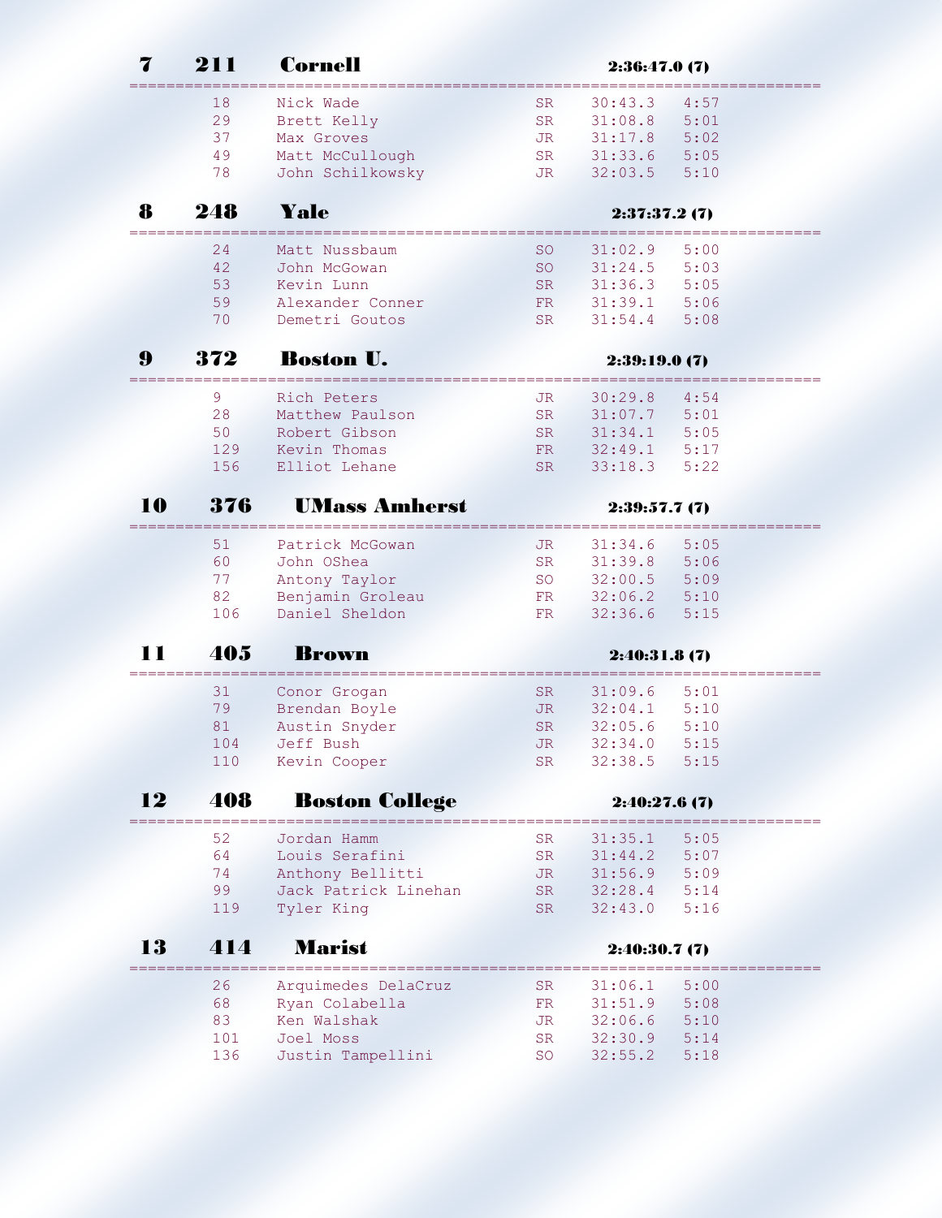## 7 211 Cornell 2:36:47.0 (7)

| Place | Name | Year | Time | Pace |
|---|---|---|---|---|
| 18 | Nick Wade | SR | 30:43.3 | 4:57 |
| 29 | Brett Kelly | SR | 31:08.8 | 5:01 |
| 37 | Max Groves | JR | 31:17.8 | 5:02 |
| 49 | Matt McCullough | SR | 31:33.6 | 5:05 |
| 78 | John Schilkowsky | JR | 32:03.5 | 5:10 |

## 8 248 Yale 2:37:37.2 (7)

| Place | Name | Year | Time | Pace |
|---|---|---|---|---|
| 24 | Matt Nussbaum | SO | 31:02.9 | 5:00 |
| 42 | John McGowan | SO | 31:24.5 | 5:03 |
| 53 | Kevin Lunn | SR | 31:36.3 | 5:05 |
| 59 | Alexander Conner | FR | 31:39.1 | 5:06 |
| 70 | Demetri Goutos | SR | 31:54.4 | 5:08 |

## 9 372 Boston U. 2:39:19.0 (7)

| Place | Name | Year | Time | Pace |
|---|---|---|---|---|
| 9 | Rich Peters | JR | 30:29.8 | 4:54 |
| 28 | Matthew Paulson | SR | 31:07.7 | 5:01 |
| 50 | Robert Gibson | SR | 31:34.1 | 5:05 |
| 129 | Kevin Thomas | FR | 32:49.1 | 5:17 |
| 156 | Elliot Lehane | SR | 33:18.3 | 5:22 |

## 10 376 UMass Amherst 2:39:57.7 (7)

| Place | Name | Year | Time | Pace |
|---|---|---|---|---|
| 51 | Patrick McGowan | JR | 31:34.6 | 5:05 |
| 60 | John OShea | SR | 31:39.8 | 5:06 |
| 77 | Antony Taylor | SO | 32:00.5 | 5:09 |
| 82 | Benjamin Groleau | FR | 32:06.2 | 5:10 |
| 106 | Daniel Sheldon | FR | 32:36.6 | 5:15 |

## 11 405 Brown 2:40:31.8 (7)

| Place | Name | Year | Time | Pace |
|---|---|---|---|---|
| 31 | Conor Grogan | SR | 31:09.6 | 5:01 |
| 79 | Brendan Boyle | JR | 32:04.1 | 5:10 |
| 81 | Austin Snyder | SR | 32:05.6 | 5:10 |
| 104 | Jeff Bush | JR | 32:34.0 | 5:15 |
| 110 | Kevin Cooper | SR | 32:38.5 | 5:15 |

## 12 408 Boston College 2:40:27.6 (7)

| Place | Name | Year | Time | Pace |
|---|---|---|---|---|
| 52 | Jordan Hamm | SR | 31:35.1 | 5:05 |
| 64 | Louis Serafini | SR | 31:44.2 | 5:07 |
| 74 | Anthony Bellitti | JR | 31:56.9 | 5:09 |
| 99 | Jack Patrick Linehan | SR | 32:28.4 | 5:14 |
| 119 | Tyler King | SR | 32:43.0 | 5:16 |

## 13 414 Marist 2:40:30.7 (7)

| Place | Name | Year | Time | Pace |
|---|---|---|---|---|
| 26 | Arquimedes DelaCruz | SR | 31:06.1 | 5:00 |
| 68 | Ryan Colabella | FR | 31:51.9 | 5:08 |
| 83 | Ken Walshak | JR | 32:06.6 | 5:10 |
| 101 | Joel Moss | SR | 32:30.9 | 5:14 |
| 136 | Justin Tampellini | SO | 32:55.2 | 5:18 |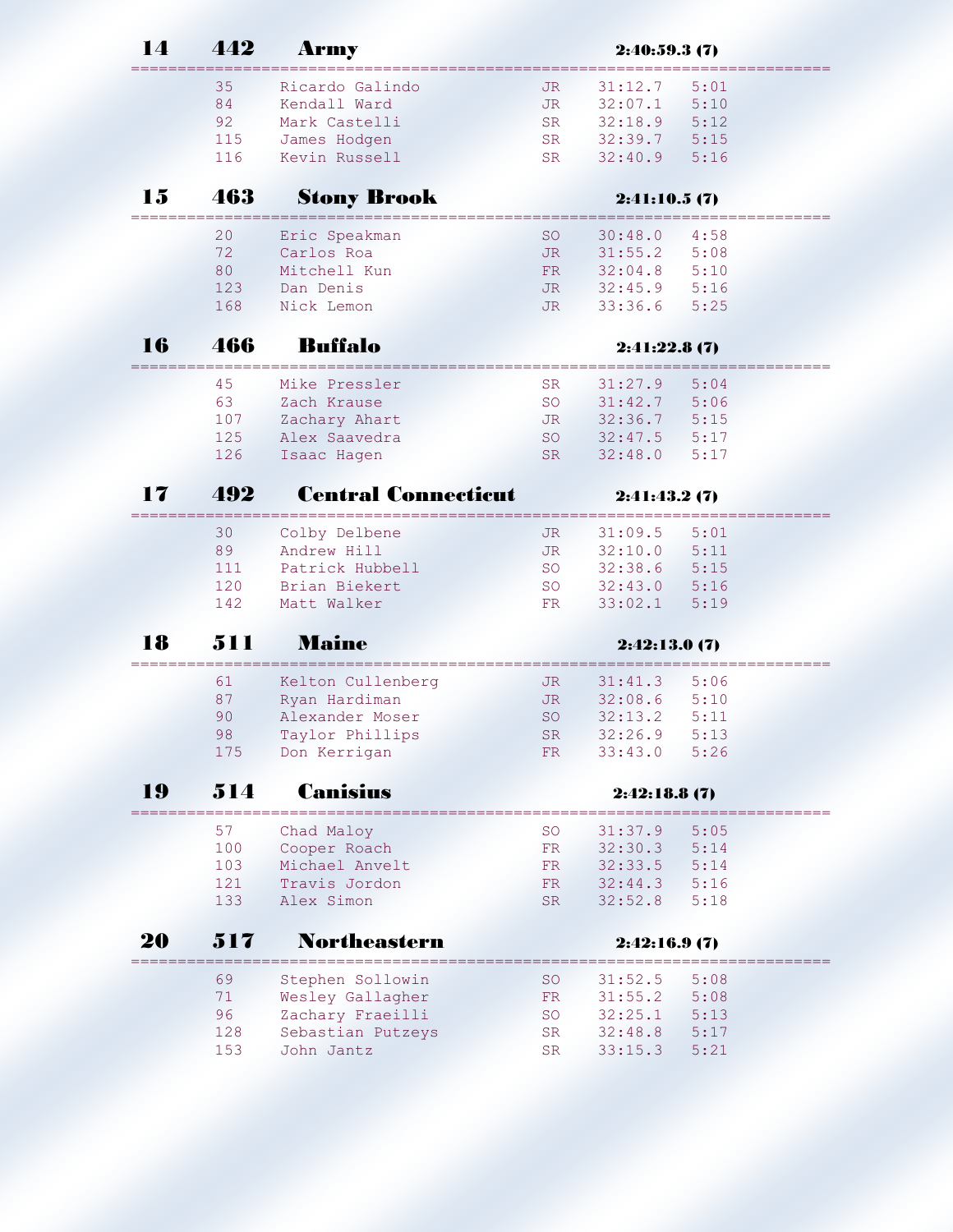## 14 442 Army 2:40:59.3 (7)

| Place | Name | Year | Time | Pace |
|---|---|---|---|---|
| 35 | Ricardo Galindo | JR | 31:12.7 | 5:01 |
| 84 | Kendall Ward | JR | 32:07.1 | 5:10 |
| 92 | Mark Castelli | SR | 32:18.9 | 5:12 |
| 115 | James Hodgen | SR | 32:39.7 | 5:15 |
| 116 | Kevin Russell | SR | 32:40.9 | 5:16 |

## 15 463 Stony Brook 2:41:10.5 (7)

| Place | Name | Year | Time | Pace |
|---|---|---|---|---|
| 20 | Eric Speakman | SO | 30:48.0 | 4:58 |
| 72 | Carlos Roa | JR | 31:55.2 | 5:08 |
| 80 | Mitchell Kun | FR | 32:04.8 | 5:10 |
| 123 | Dan Denis | JR | 32:45.9 | 5:16 |
| 168 | Nick Lemon | JR | 33:36.6 | 5:25 |

## 16 466 Buffalo 2:41:22.8 (7)

| Place | Name | Year | Time | Pace |
|---|---|---|---|---|
| 45 | Mike Pressler | SR | 31:27.9 | 5:04 |
| 63 | Zach Krause | SO | 31:42.7 | 5:06 |
| 107 | Zachary Ahart | JR | 32:36.7 | 5:15 |
| 125 | Alex Saavedra | SO | 32:47.5 | 5:17 |
| 126 | Isaac Hagen | SR | 32:48.0 | 5:17 |

## 17 492 Central Connecticut 2:41:43.2 (7)

| Place | Name | Year | Time | Pace |
|---|---|---|---|---|
| 30 | Colby Delbene | JR | 31:09.5 | 5:01 |
| 89 | Andrew Hill | JR | 32:10.0 | 5:11 |
| 111 | Patrick Hubbell | SO | 32:38.6 | 5:15 |
| 120 | Brian Biekert | SO | 32:43.0 | 5:16 |
| 142 | Matt Walker | FR | 33:02.1 | 5:19 |

## 18 511 Maine 2:42:13.0 (7)

| Place | Name | Year | Time | Pace |
|---|---|---|---|---|
| 61 | Kelton Cullenberg | JR | 31:41.3 | 5:06 |
| 87 | Ryan Hardiman | JR | 32:08.6 | 5:10 |
| 90 | Alexander Moser | SO | 32:13.2 | 5:11 |
| 98 | Taylor Phillips | SR | 32:26.9 | 5:13 |
| 175 | Don Kerrigan | FR | 33:43.0 | 5:26 |

## 19 514 Canisius 2:42:18.8 (7)

| Place | Name | Year | Time | Pace |
|---|---|---|---|---|
| 57 | Chad Maloy | SO | 31:37.9 | 5:05 |
| 100 | Cooper Roach | FR | 32:30.3 | 5:14 |
| 103 | Michael Anvelt | FR | 32:33.5 | 5:14 |
| 121 | Travis Jordon | FR | 32:44.3 | 5:16 |
| 133 | Alex Simon | SR | 32:52.8 | 5:18 |

## 20 517 Northeastern 2:42:16.9 (7)

| Place | Name | Year | Time | Pace |
|---|---|---|---|---|
| 69 | Stephen Sollowin | SO | 31:52.5 | 5:08 |
| 71 | Wesley Gallagher | FR | 31:55.2 | 5:08 |
| 96 | Zachary Fraeilli | SO | 32:25.1 | 5:13 |
| 128 | Sebastian Putzeys | SR | 32:48.8 | 5:17 |
| 153 | John Jantz | SR | 33:15.3 | 5:21 |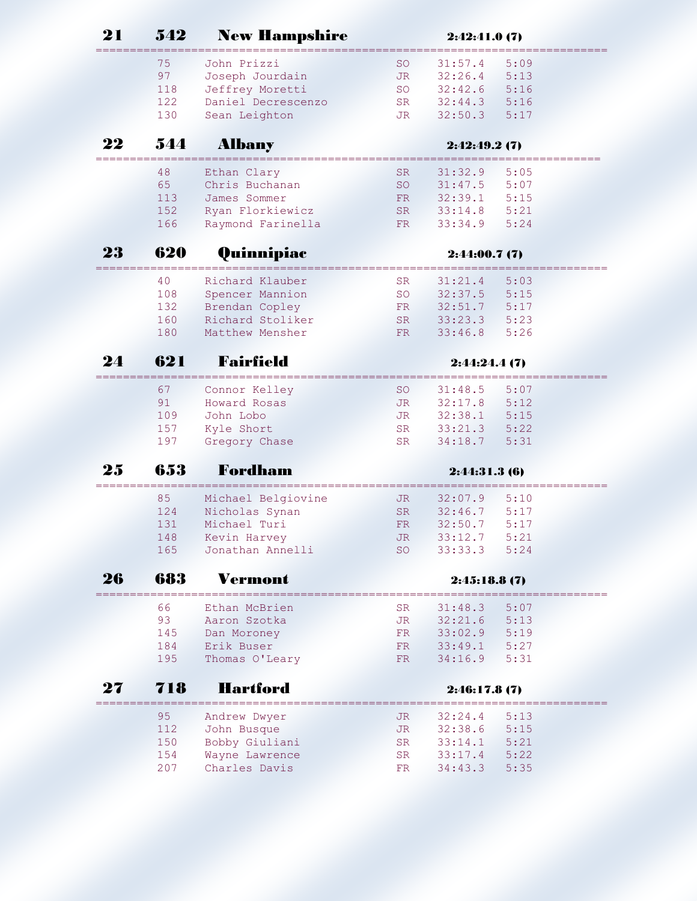**21 542 New Hampshire 2:42:41.0 (7)**

| Place | Name | Year | Time | Pace |
|---|---|---|---|---|
| 75 | John Prizzi | SO | 31:57.4 | 5:09 |
| 97 | Joseph Jourdain | JR | 32:26.4 | 5:13 |
| 118 | Jeffrey Moretti | SO | 32:42.6 | 5:16 |
| 122 | Daniel Decrescenzo | SR | 32:44.3 | 5:16 |
| 130 | Sean Leighton | JR | 32:50.3 | 5:17 |

**22 544 Albany 2:42:49.2 (7)**

| Place | Name | Year | Time | Pace |
|---|---|---|---|---|
| 48 | Ethan Clary | SR | 31:32.9 | 5:05 |
| 65 | Chris Buchanan | SO | 31:47.5 | 5:07 |
| 113 | James Sommer | FR | 32:39.1 | 5:15 |
| 152 | Ryan Florkiewicz | SR | 33:14.8 | 5:21 |
| 166 | Raymond Farinella | FR | 33:34.9 | 5:24 |

**23 620 Quinnipiac 2:44:00.7 (7)**

| Place | Name | Year | Time | Pace |
|---|---|---|---|---|
| 40 | Richard Klauber | SR | 31:21.4 | 5:03 |
| 108 | Spencer Mannion | SO | 32:37.5 | 5:15 |
| 132 | Brendan Copley | FR | 32:51.7 | 5:17 |
| 160 | Richard Stoliker | SR | 33:23.3 | 5:23 |
| 180 | Matthew Mensher | FR | 33:46.8 | 5:26 |

**24 621 Fairfield 2:44:24.4 (7)**

| Place | Name | Year | Time | Pace |
|---|---|---|---|---|
| 67 | Connor Kelley | SO | 31:48.5 | 5:07 |
| 91 | Howard Rosas | JR | 32:17.8 | 5:12 |
| 109 | John Lobo | JR | 32:38.1 | 5:15 |
| 157 | Kyle Short | SR | 33:21.3 | 5:22 |
| 197 | Gregory Chase | SR | 34:18.7 | 5:31 |

**25 653 Fordham 2:44:31.3 (6)**

| Place | Name | Year | Time | Pace |
|---|---|---|---|---|
| 85 | Michael Belgiovine | JR | 32:07.9 | 5:10 |
| 124 | Nicholas Synan | SR | 32:46.7 | 5:17 |
| 131 | Michael Turi | FR | 32:50.7 | 5:17 |
| 148 | Kevin Harvey | JR | 33:12.7 | 5:21 |
| 165 | Jonathan Annelli | SO | 33:33.3 | 5:24 |

**26 683 Vermont 2:45:18.8 (7)**

| Place | Name | Year | Time | Pace |
|---|---|---|---|---|
| 66 | Ethan McBrien | SR | 31:48.3 | 5:07 |
| 93 | Aaron Szotka | JR | 32:21.6 | 5:13 |
| 145 | Dan Moroney | FR | 33:02.9 | 5:19 |
| 184 | Erik Buser | FR | 33:49.1 | 5:27 |
| 195 | Thomas O'Leary | FR | 34:16.9 | 5:31 |

**27 718 Hartford 2:46:17.8 (7)**

| Place | Name | Year | Time | Pace |
|---|---|---|---|---|
| 95 | Andrew Dwyer | JR | 32:24.4 | 5:13 |
| 112 | John Busque | JR | 32:38.6 | 5:15 |
| 150 | Bobby Giuliani | SR | 33:14.1 | 5:21 |
| 154 | Wayne Lawrence | SR | 33:17.4 | 5:22 |
| 207 | Charles Davis | FR | 34:43.3 | 5:35 |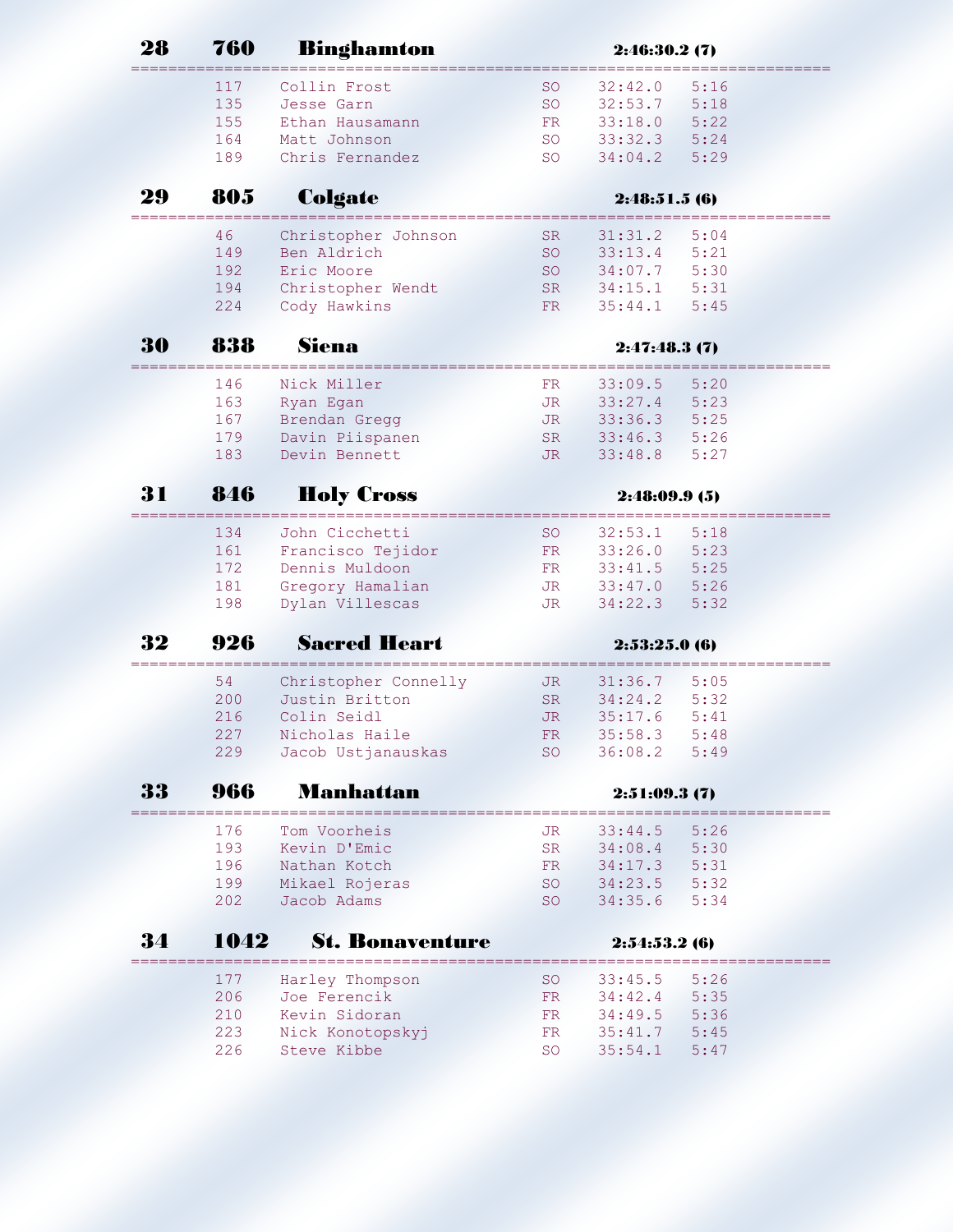**28 760 Binghamton 2:46:30.2 (7)**

| | | | | |
|---|---|---|---|---|
| 117 | Collin Frost | SO | 32:42.0 | 5:16 |
| 135 | Jesse Garn | SO | 32:53.7 | 5:18 |
| 155 | Ethan Hausamann | FR | 33:18.0 | 5:22 |
| 164 | Matt Johnson | SO | 33:32.3 | 5:24 |
| 189 | Chris Fernandez | SO | 34:04.2 | 5:29 |

**29 805 Colgate 2:48:51.5 (6)**

| | | | | |
|---|---|---|---|---|
| 46 | Christopher Johnson | SR | 31:31.2 | 5:04 |
| 149 | Ben Aldrich | SO | 33:13.4 | 5:21 |
| 192 | Eric Moore | SO | 34:07.7 | 5:30 |
| 194 | Christopher Wendt | SR | 34:15.1 | 5:31 |
| 224 | Cody Hawkins | FR | 35:44.1 | 5:45 |

**30 838 Siena 2:47:48.3 (7)**

| | | | | |
|---|---|---|---|---|
| 146 | Nick Miller | FR | 33:09.5 | 5:20 |
| 163 | Ryan Egan | JR | 33:27.4 | 5:23 |
| 167 | Brendan Gregg | JR | 33:36.3 | 5:25 |
| 179 | Davin Piispanen | SR | 33:46.3 | 5:26 |
| 183 | Devin Bennett | JR | 33:48.8 | 5:27 |

**31 846 Holy Cross 2:48:09.9 (5)**

| | | | | |
|---|---|---|---|---|
| 134 | John Cicchetti | SO | 32:53.1 | 5:18 |
| 161 | Francisco Tejidor | FR | 33:26.0 | 5:23 |
| 172 | Dennis Muldoon | FR | 33:41.5 | 5:25 |
| 181 | Gregory Hamalian | JR | 33:47.0 | 5:26 |
| 198 | Dylan Villescas | JR | 34:22.3 | 5:32 |

**32 926 Sacred Heart 2:53:25.0 (6)**

| | | | | |
|---|---|---|---|---|
| 54 | Christopher Connelly | JR | 31:36.7 | 5:05 |
| 200 | Justin Britton | SR | 34:24.2 | 5:32 |
| 216 | Colin Seidl | JR | 35:17.6 | 5:41 |
| 227 | Nicholas Haile | FR | 35:58.3 | 5:48 |
| 229 | Jacob Ustjanauskas | SO | 36:08.2 | 5:49 |

**33 966 Manhattan 2:51:09.3 (7)**

| | | | | |
|---|---|---|---|---|
| 176 | Tom Voorheis | JR | 33:44.5 | 5:26 |
| 193 | Kevin D'Emic | SR | 34:08.4 | 5:30 |
| 196 | Nathan Kotch | FR | 34:17.3 | 5:31 |
| 199 | Mikael Rojeras | SO | 34:23.5 | 5:32 |
| 202 | Jacob Adams | SO | 34:35.6 | 5:34 |

**34 1042 St. Bonaventure 2:54:53.2 (6)**

| | | | | |
|---|---|---|---|---|
| 177 | Harley Thompson | SO | 33:45.5 | 5:26 |
| 206 | Joe Ferencik | FR | 34:42.4 | 5:35 |
| 210 | Kevin Sidoran | FR | 34:49.5 | 5:36 |
| 223 | Nick Konotopskyj | FR | 35:41.7 | 5:45 |
| 226 | Steve Kibbe | SO | 35:54.1 | 5:47 |